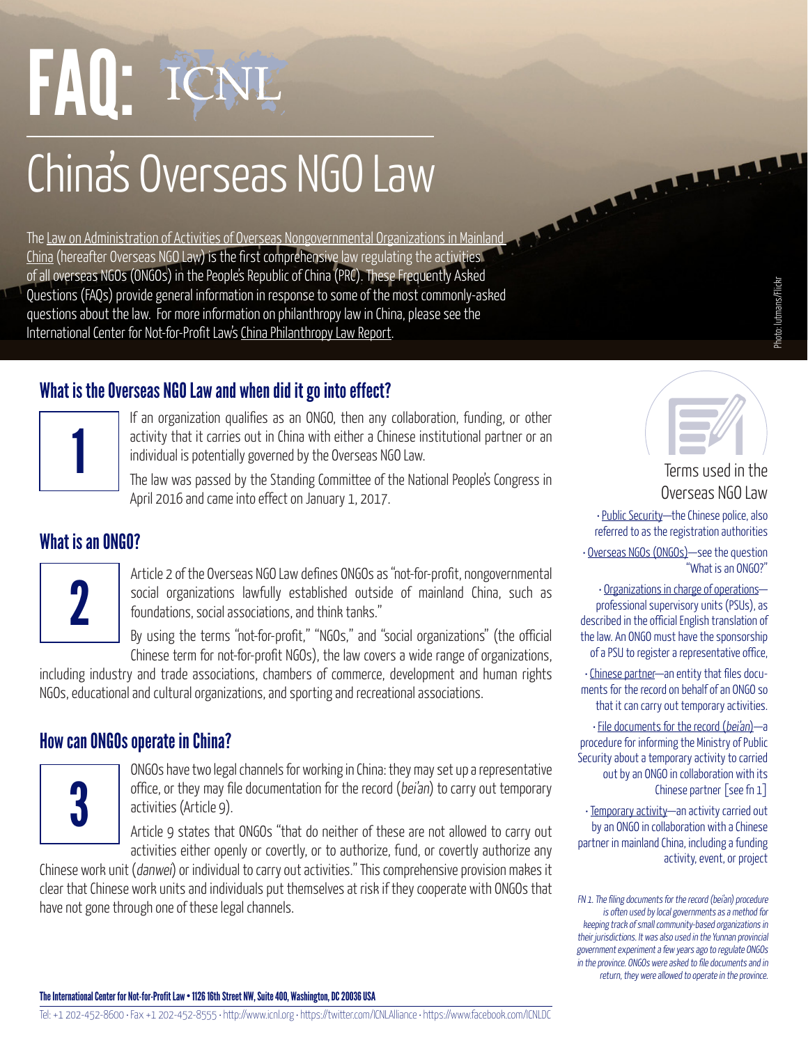# FAQ: ICNL

# China's Overseas NGO Law

The Law on Administration of Activities of Overseas Nongovernmental Organizations in Mainland China (hereafter Overseas NGO Law) is the first comprehensive law regulating the activities of all overseas NGOs (ONGOs) in the People's Republic of China (PRC). These Frequently Asked Questions (FAQs) provide general information in response to some of the most commonly-asked questions about the law. For more information on philanthropy law in China, please see the International Center for Not-for-Profit Law's China Philanthropy Law Report.

Photo: lutmans/Flickr

## What is the Overseas NGO Law and when did it go into effect?

**1**

If an organization qualifies as an ONGO, then any collaboration, funding, or other activity that it carries out in China with either a Chinese institutional partner or an individual is potentially governed by the Overseas NGO Law.

The law was passed by the Standing Committee of the National People's Congress in April 2016 and came into effect on January 1, 2017.

## What is an ONGO?

**2**

Article 2 of the Overseas NGO Law defines ONGOs as "not-for-profit, nongovernmental social organizations lawfully established outside of mainland China, such as foundations, social associations, and think tanks."

By using the terms "not-for-profit," "NGOs," and "social organizations" (the official Chinese term for not-for-profit NGOs), the law covers a wide range of organizations, including industry and trade associations, chambers of commerce, development and human rights NGOs, educational and cultural organizations, and sporting and recreational associations.

## How can ONGOs operate in China?

**3**

ONGOs have two legal channels for working in China: they may set up a representative office, or they may file documentation for the record (*bei'an*) to carry out temporary activities (Article 9).

Article 9 states that ONGOs "that do neither of these are not allowed to carry out activities either openly or covertly, or to authorize, fund, or covertly authorize any Chinese work unit (*danwei*) or individual to carry out activities." This comprehensive provision makes it clear that Chinese work units and individuals put themselves at risk if they cooperate with ONGOs that have not gone through one of these legal channels.

### Terms used in the Overseas NGO Law

- Public Security—the Chinese police, also referred to as the registration authorities
- Overseas NGOs (ONGOs)—see the question "What is an ONGO?"
- Organizations in charge of operations—professional supervisory units (PSUs), as described in the official English translation of the law. An ONGO must have the sponsorship of a PSU to register a representative office,
- Chinese partner—an entity that files documents for the record on behalf of an ONGO so that it can carry out temporary activities.
- File documents for the record (*bei'an*)—a procedure for informing the Ministry of Public Security about a temporary activity to carried out by an ONGO in collaboration with its Chinese partner [see fn 1]
- Temporary activity—an activity carried out by an ONGO in collaboration with a Chinese partner in mainland China, including a funding activity, event, or project

*FN 1. The filing documents for the record (bei'an) procedure is often used by local governments as a method for keeping track of small community-based organizations in their jurisdictions. It was also used in the Yunnan provincial government experiment a few years ago to regulate ONGOs in the province. ONGOs were asked to file documents and in return, they were allowed to operate in the province.*

**The International Center for Not-for-Profit Law • 1126 16th Street NW, Suite 400, Washington, DC 20036 USA**

Tel: +1 202-452-8600 • Fax +1 202-452-8555 • http://www.icnl.org • https://twitter.com/ICNLAlliance • https://www.facebook.com/ICNLDC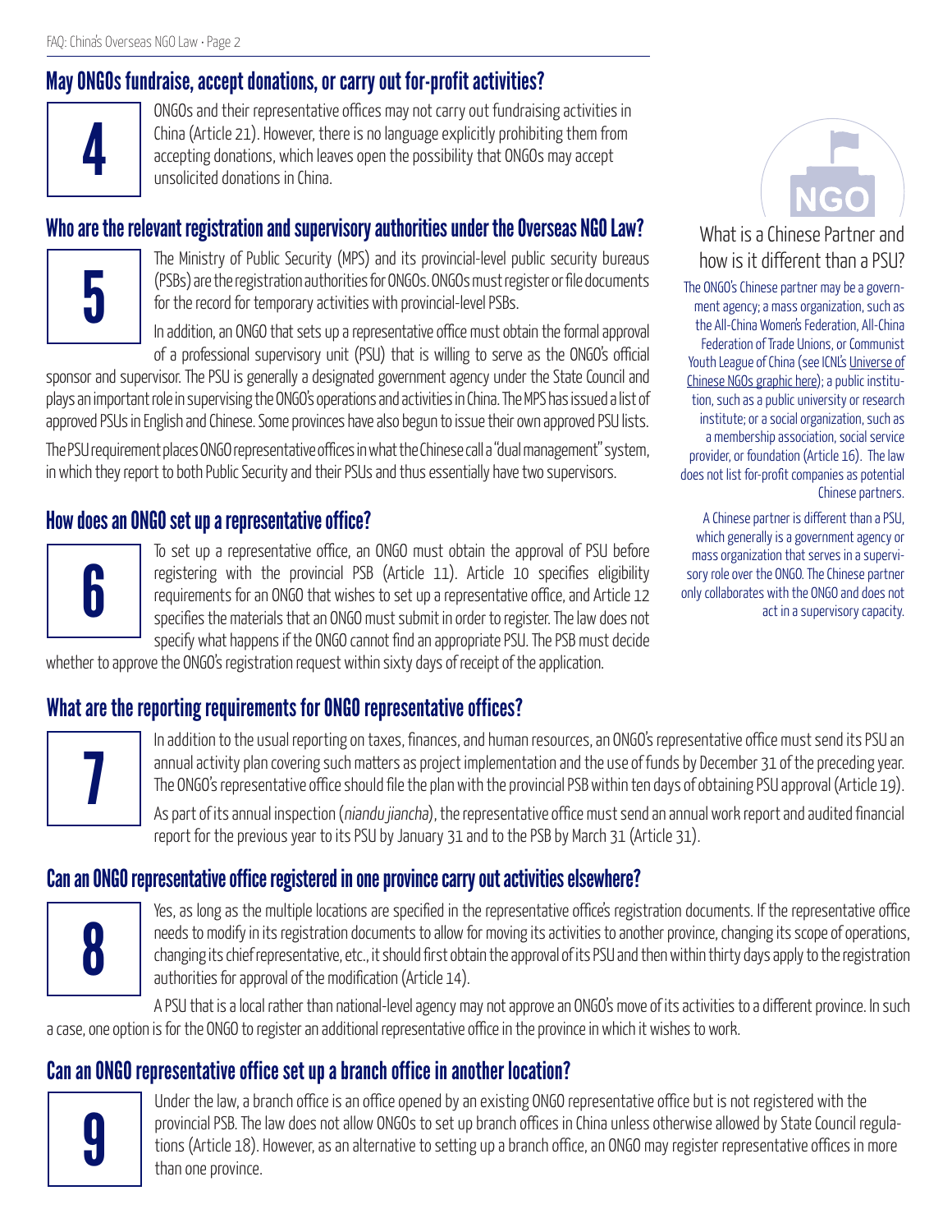## May ONGOs fundraise, accept donations, or carry out for-profit activities?

**4**

ONGOs and their representative offices may not carry out fundraising activities in China (Article 21). However, there is no language explicitly prohibiting them from accepting donations, which leaves open the possibility that ONGOs may accept unsolicited donations in China.

## Who are the relevant registration and supervisory authorities under the Overseas NGO Law?

**5**

The Ministry of Public Security (MPS) and its provincial-level public security bureaus (PSBs) are the registration authorities for ONGOs. ONGOs must register or file documents for the record for temporary activities with provincial-level PSBs.

In addition, an ONGO that sets up a representative office must obtain the formal approval of a professional supervisory unit (PSU) that is willing to serve as the ONGO's official sponsor and supervisor. The PSU is generally a designated government agency under the State Council and plays an important role in supervising the ONGO's operations and activities in China. The MPS has issued a list of approved PSUs in English and Chinese. Some provinces have also begun to issue their own approved PSU lists.

The PSU requirement places ONGO representative offices in what the Chinese call a "dual management" system, in which they report to both Public Security and their PSUs and thus essentially have two supervisors.

## How does an ONGO set up a representative office?

**6**

To set up a representative office, an ONGO must obtain the approval of PSU before registering with the provincial PSB (Article 11). Article 10 specifies eligibility requirements for an ONGO that wishes to set up a representative office, and Article 12 specifies the materials that an ONGO must submit in order to register. The law does not specify what happens if the ONGO cannot find an appropriate PSU. The PSB must decide whether to approve the ONGO's registration request within sixty days of receipt of the application.

### What is a Chinese Partner and how is it different than a PSU?

The ONGO's Chinese partner may be a government agency; a mass organization, such as the All-China Women's Federation, All-China Federation of Trade Unions, or Communist Youth League of China (see ICNL's Universe of Chinese NGOs graphic here); a public institution, such as a public university or research institute; or a social organization, such as a membership association, social service provider, or foundation (Article 16). The law does not list for-profit companies as potential Chinese partners.

A Chinese partner is different than a PSU, which generally is a government agency or mass organization that serves in a supervisory role over the ONGO. The Chinese partner only collaborates with the ONGO and does not act in a supervisory capacity.

## What are the reporting requirements for ONGO representative offices?

**7**

In addition to the usual reporting on taxes, finances, and human resources, an ONGO's representative office must send its PSU an annual activity plan covering such matters as project implementation and the use of funds by December 31 of the preceding year. The ONGO's representative office should file the plan with the provincial PSB within ten days of obtaining PSU approval (Article 19).

As part of its annual inspection (*niandu jiancha*), the representative office must send an annual work report and audited financial report for the previous year to its PSU by January 31 and to the PSB by March 31 (Article 31).

## Can an ONGO representative office registered in one province carry out activities elsewhere?

**8**

Yes, as long as the multiple locations are specified in the representative office's registration documents. If the representative office needs to modify in its registration documents to allow for moving its activities to another province, changing its scope of operations, changing its chief representative, etc., it should first obtain the approval of its PSU and then within thirty days apply to the registration authorities for approval of the modification (Article 14).

A PSU that is a local rather than national-level agency may not approve an ONGO's move of its activities to a different province. In such a case, one option is for the ONGO to register an additional representative office in the province in which it wishes to work.

## Can an ONGO representative office set up a branch office in another location?

**9**

Under the law, a branch office is an office opened by an existing ONGO representative office but is not registered with the provincial PSB. The law does not allow ONGOs to set up branch offices in China unless otherwise allowed by State Council regulations (Article 18). However, as an alternative to setting up a branch office, an ONGO may register representative offices in more than one province.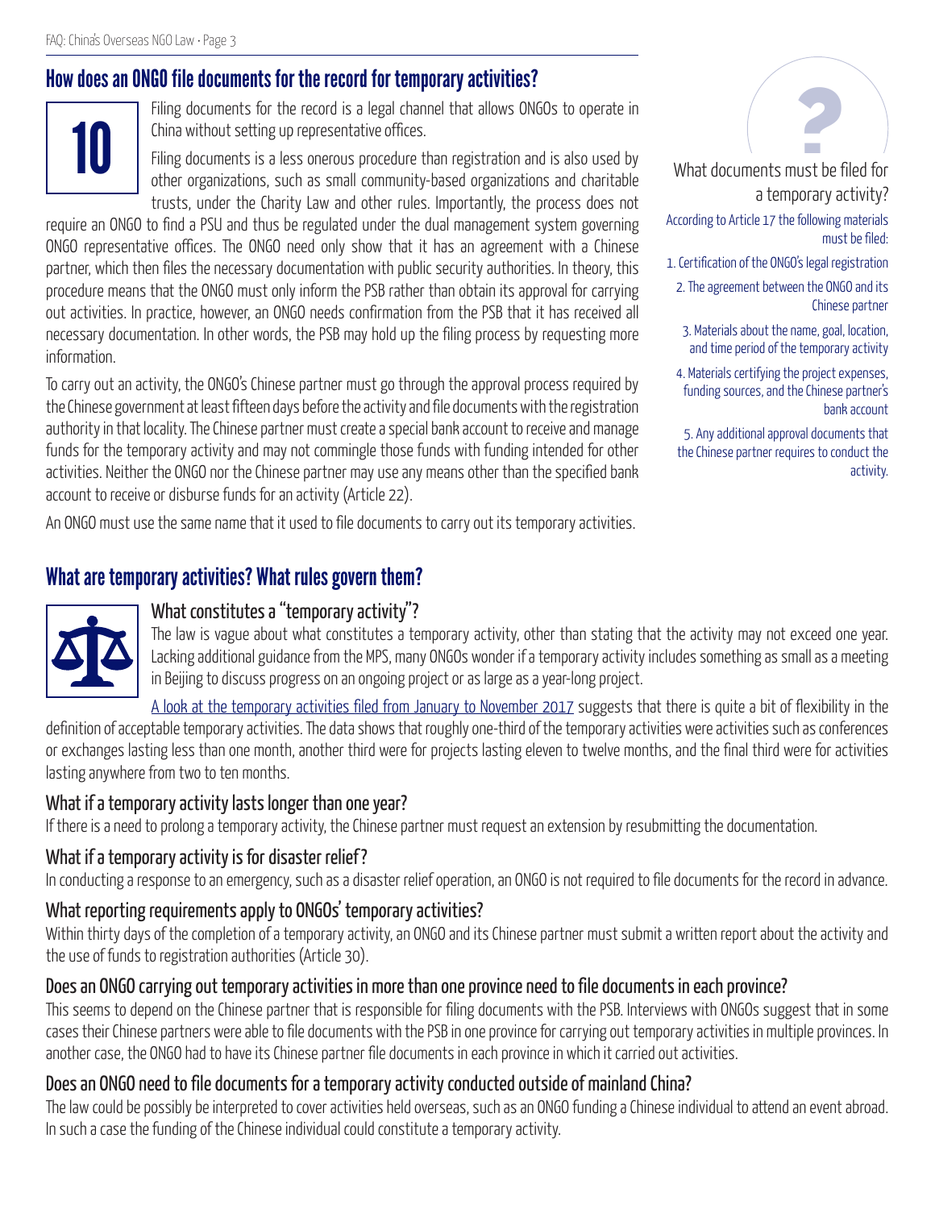## How does an ONGO file documents for the record for temporary activities?

10

Filing documents for the record is a legal channel that allows ONGOs to operate in China without setting up representative offices.

Filing documents is a less onerous procedure than registration and is also used by other organizations, such as small community-based organizations and charitable trusts, under the Charity Law and other rules. Importantly, the process does not require an ONGO to find a PSU and thus be regulated under the dual management system governing ONGO representative offices. The ONGO need only show that it has an agreement with a Chinese partner, which then files the necessary documentation with public security authorities. In theory, this procedure means that the ONGO must only inform the PSB rather than obtain its approval for carrying out activities. In practice, however, an ONGO needs confirmation from the PSB that it has received all necessary documentation. In other words, the PSB may hold up the filing process by requesting more information.

To carry out an activity, the ONGO's Chinese partner must go through the approval process required by the Chinese government at least fifteen days before the activity and file documents with the registration authority in that locality. The Chinese partner must create a special bank account to receive and manage funds for the temporary activity and may not commingle those funds with funding intended for other activities. Neither the ONGO nor the Chinese partner may use any means other than the specified bank account to receive or disburse funds for an activity (Article 22).

An ONGO must use the same name that it used to file documents to carry out its temporary activities.

### What documents must be filed for a temporary activity?

According to Article 17 the following materials must be filed:

1. Certification of the ONGO's legal registration
2. The agreement between the ONGO and its Chinese partner
3. Materials about the name, goal, location, and time period of the temporary activity
4. Materials certifying the project expenses, funding sources, and the Chinese partner's bank account
5. Any additional approval documents that the Chinese partner requires to conduct the activity.

## What are temporary activities? What rules govern them?

### What constitutes a "temporary activity"?

The law is vague about what constitutes a temporary activity, other than stating that the activity may not exceed one year. Lacking additional guidance from the MPS, many ONGOs wonder if a temporary activity includes something as small as a meeting in Beijing to discuss progress on an ongoing project or as large as a year-long project.

A look at the temporary activities filed from January to November 2017 suggests that there is quite a bit of flexibility in the definition of acceptable temporary activities. The data shows that roughly one-third of the temporary activities were activities such as conferences or exchanges lasting less than one month, another third were for projects lasting eleven to twelve months, and the final third were for activities lasting anywhere from two to ten months.

### What if a temporary activity lasts longer than one year?

If there is a need to prolong a temporary activity, the Chinese partner must request an extension by resubmitting the documentation.

### What if a temporary activity is for disaster relief?

In conducting a response to an emergency, such as a disaster relief operation, an ONGO is not required to file documents for the record in advance.

### What reporting requirements apply to ONGOs' temporary activities?

Within thirty days of the completion of a temporary activity, an ONGO and its Chinese partner must submit a written report about the activity and the use of funds to registration authorities (Article 30).

### Does an ONGO carrying out temporary activities in more than one province need to file documents in each province?

This seems to depend on the Chinese partner that is responsible for filing documents with the PSB. Interviews with ONGOs suggest that in some cases their Chinese partners were able to file documents with the PSB in one province for carrying out temporary activities in multiple provinces. In another case, the ONGO had to have its Chinese partner file documents in each province in which it carried out activities.

### Does an ONGO need to file documents for a temporary activity conducted outside of mainland China?

The law could be possibly be interpreted to cover activities held overseas, such as an ONGO funding a Chinese individual to attend an event abroad. In such a case the funding of the Chinese individual could constitute a temporary activity.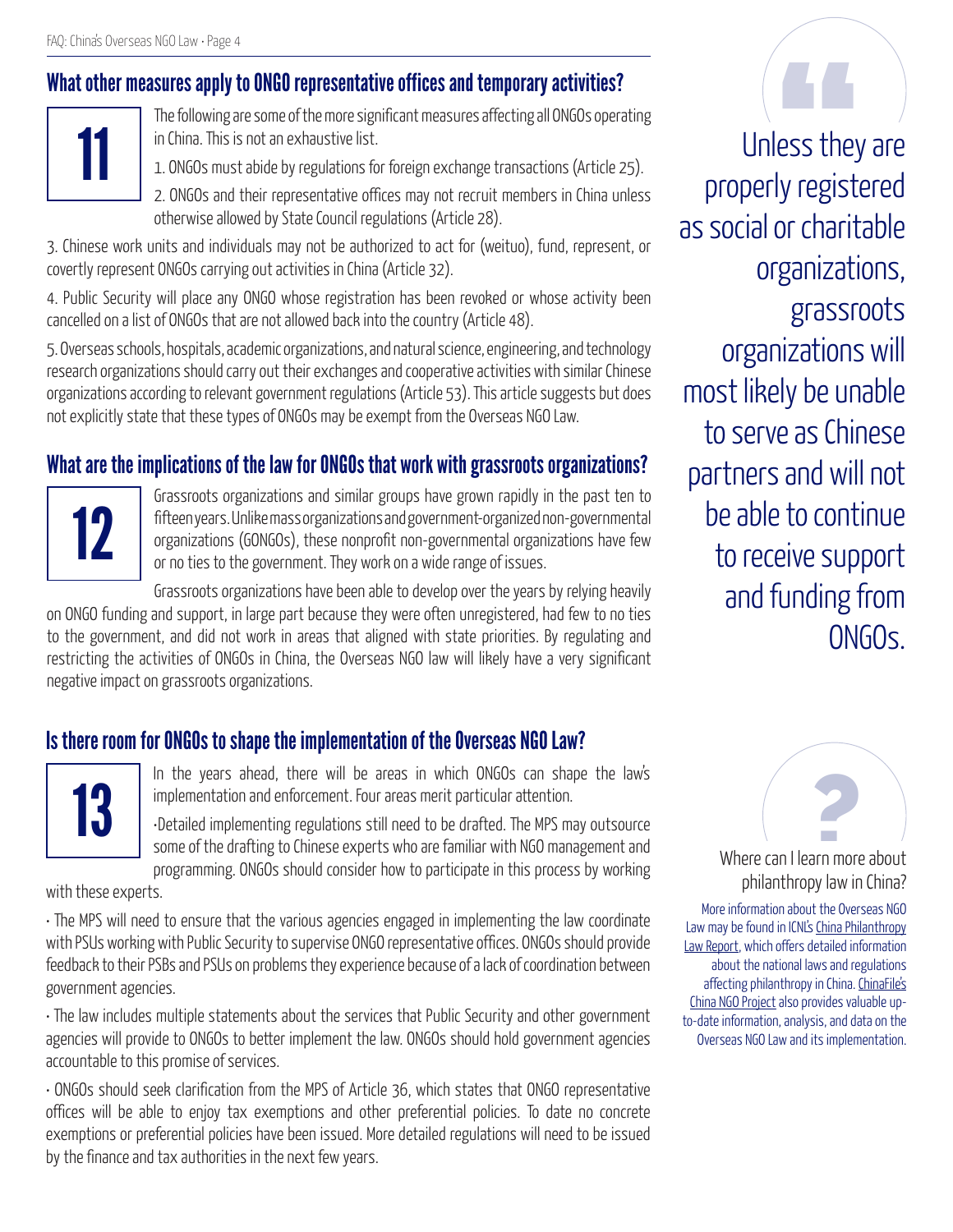## What other measures apply to ONGO representative offices and temporary activities?

**11**

The following are some of the more significant measures affecting all ONGOs operating in China. This is not an exhaustive list.

1. ONGOs must abide by regulations for foreign exchange transactions (Article 25).
2. ONGOs and their representative offices may not recruit members in China unless otherwise allowed by State Council regulations (Article 28).
3. Chinese work units and individuals may not be authorized to act for (weituo), fund, represent, or covertly represent ONGOs carrying out activities in China (Article 32).
4. Public Security will place any ONGO whose registration has been revoked or whose activity been cancelled on a list of ONGOs that are not allowed back into the country (Article 48).
5. Overseas schools, hospitals, academic organizations, and natural science, engineering, and technology research organizations should carry out their exchanges and cooperative activities with similar Chinese organizations according to relevant government regulations (Article 53). This article suggests but does not explicitly state that these types of ONGOs may be exempt from the Overseas NGO Law.

## What are the implications of the law for ONGOs that work with grassroots organizations?

**12**

Grassroots organizations and similar groups have grown rapidly in the past ten to fifteen years. Unlike mass organizations and government-organized non-governmental organizations (GONGOs), these nonprofit non-governmental organizations have few or no ties to the government. They work on a wide range of issues.

Grassroots organizations have been able to develop over the years by relying heavily on ONGO funding and support, in large part because they were often unregistered, had few to no ties to the government, and did not work in areas that aligned with state priorities. By regulating and restricting the activities of ONGOs in China, the Overseas NGO law will likely have a very significant negative impact on grassroots organizations.

> Unless they are properly registered as social or charitable organizations, grassroots organizations will most likely be unable to serve as Chinese partners and will not be able to continue to receive support and funding from ONGOs.

## Is there room for ONGOs to shape the implementation of the Overseas NGO Law?

**13**

In the years ahead, there will be areas in which ONGOs can shape the law's implementation and enforcement. Four areas merit particular attention.

- Detailed implementing regulations still need to be drafted. The MPS may outsource some of the drafting to Chinese experts who are familiar with NGO management and programming. ONGOs should consider how to participate in this process by working with these experts.
- The MPS will need to ensure that the various agencies engaged in implementing the law coordinate with PSUs working with Public Security to supervise ONGO representative offices. ONGOs should provide feedback to their PSBs and PSUs on problems they experience because of a lack of coordination between government agencies.
- The law includes multiple statements about the services that Public Security and other government agencies will provide to ONGOs to better implement the law. ONGOs should hold government agencies accountable to this promise of services.
- ONGOs should seek clarification from the MPS of Article 36, which states that ONGO representative offices will be able to enjoy tax exemptions and other preferential policies. To date no concrete exemptions or preferential policies have been issued. More detailed regulations will need to be issued by the finance and tax authorities in the next few years.

### Where can I learn more about philanthropy law in China?

More information about the Overseas NGO Law may be found in ICNL's China Philanthropy Law Report, which offers detailed information about the national laws and regulations affecting philanthropy in China. ChinaFile's China NGO Project also provides valuable up-to-date information, analysis, and data on the Overseas NGO Law and its implementation.